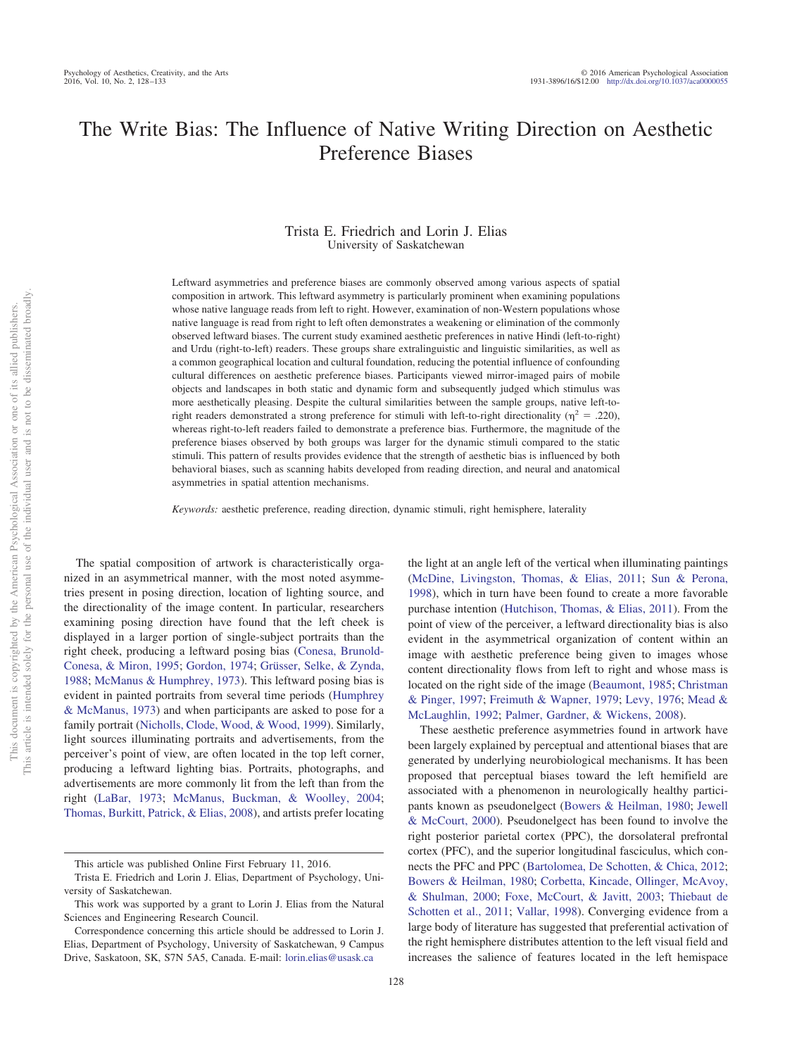# The Write Bias: The Influence of Native Writing Direction on Aesthetic Preference Biases

Trista E. Friedrich and Lorin J. Elias
University of Saskatchewan

Leftward asymmetries and preference biases are commonly observed among various aspects of spatial composition in artwork. This leftward asymmetry is particularly prominent when examining populations whose native language reads from left to right. However, examination of non-Western populations whose native language is read from right to left often demonstrates a weakening or elimination of the commonly observed leftward biases. The current study examined aesthetic preferences in native Hindi (left-to-right) and Urdu (right-to-left) readers. These groups share extralinguistic and linguistic similarities, as well as a common geographical location and cultural foundation, reducing the potential influence of confounding cultural differences on aesthetic preference biases. Participants viewed mirror-imaged pairs of mobile objects and landscapes in both static and dynamic form and subsequently judged which stimulus was more aesthetically pleasing. Despite the cultural similarities between the sample groups, native left-to-right readers demonstrated a strong preference for stimuli with left-to-right directionality ($\eta^2 = .220$), whereas right-to-left readers failed to demonstrate a preference bias. Furthermore, the magnitude of the preference biases observed by both groups was larger for the dynamic stimuli compared to the static stimuli. This pattern of results provides evidence that the strength of aesthetic bias is influenced by both behavioral biases, such as scanning habits developed from reading direction, and neural and anatomical asymmetries in spatial attention mechanisms.

*Keywords:* aesthetic preference, reading direction, dynamic stimuli, right hemisphere, laterality

The spatial composition of artwork is characteristically organized in an asymmetrical manner, with the most noted asymmetries present in posing direction, location of lighting source, and the directionality of the image content. In particular, researchers examining posing direction have found that the left cheek is displayed in a larger portion of single-subject portraits than the right cheek, producing a leftward posing bias (Conesa, Brunold-Conesa, & Miron, 1995; Gordon, 1974; Grüsser, Selke, & Zynda, 1988; McManus & Humphrey, 1973). This leftward posing bias is evident in painted portraits from several time periods (Humphrey & McManus, 1973) and when participants are asked to pose for a family portrait (Nicholls, Clode, Wood, & Wood, 1999). Similarly, light sources illuminating portraits and advertisements, from the perceiver's point of view, are often located in the top left corner, producing a leftward lighting bias. Portraits, photographs, and advertisements are more commonly lit from the left than from the right (LaBar, 1973; McManus, Buckman, & Woolley, 2004; Thomas, Burkitt, Patrick, & Elias, 2008), and artists prefer locating the light at an angle left of the vertical when illuminating paintings (McDine, Livingston, Thomas, & Elias, 2011; Sun & Perona, 1998), which in turn have been found to create a more favorable purchase intention (Hutchison, Thomas, & Elias, 2011). From the point of view of the perceiver, a leftward directionality bias is also evident in the asymmetrical organization of content within an image with aesthetic preference being given to images whose content directionality flows from left to right and whose mass is located on the right side of the image (Beaumont, 1985; Christman & Pinger, 1997; Freimuth & Wapner, 1979; Levy, 1976; Mead & McLaughlin, 1992; Palmer, Gardner, & Wickens, 2008).

These aesthetic preference asymmetries found in artwork have been largely explained by perceptual and attentional biases that are generated by underlying neurobiological mechanisms. It has been proposed that perceptual biases toward the left hemifield are associated with a phenomenon in neurologically healthy participants known as pseudoneglect (Bowers & Heilman, 1980; Jewell & McCourt, 2000). Pseudoneglect has been found to involve the right posterior parietal cortex (PPC), the dorsolateral prefrontal cortex (PFC), and the superior longitudinal fasciculus, which connects the PFC and PPC (Bartolomea, De Schotten, & Chica, 2012; Bowers & Heilman, 1980; Corbetta, Kincade, Ollinger, McAvoy, & Shulman, 2000; Foxe, McCourt, & Javitt, 2003; Thiebaut de Schotten et al., 2011; Vallar, 1998). Converging evidence from a large body of literature has suggested that preferential activation of the right hemisphere distributes attention to the left visual field and increases the salience of features located in the left hemispace

This article was published Online First February 11, 2016.

Trista E. Friedrich and Lorin J. Elias, Department of Psychology, University of Saskatchewan.

This work was supported by a grant to Lorin J. Elias from the Natural Sciences and Engineering Research Council.

Correspondence concerning this article should be addressed to Lorin J. Elias, Department of Psychology, University of Saskatchewan, 9 Campus Drive, Saskatoon, SK, S7N 5A5, Canada. E-mail: lorin.elias@usask.ca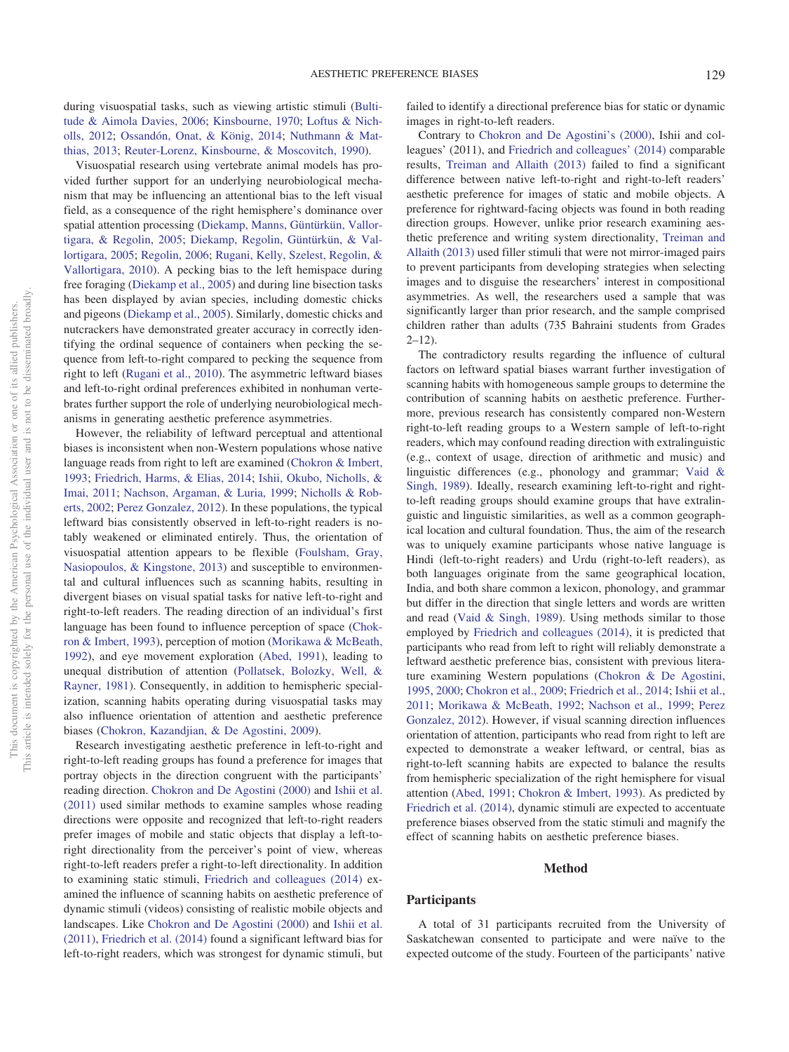during visuospatial tasks, such as viewing artistic stimuli (Bultitude & Aimola Davies, 2006; Kinsbourne, 1970; Loftus & Nicholls, 2012; Ossandón, Onat, & König, 2014; Nuthmann & Matthias, 2013; Reuter-Lorenz, Kinsbourne, & Moscovitch, 1990).

Visuospatial research using vertebrate animal models has provided further support for an underlying neurobiological mechanism that may be influencing an attentional bias to the left visual field, as a consequence of the right hemisphere's dominance over spatial attention processing (Diekamp, Manns, Güntürkün, Vallortigara, & Regolin, 2005; Diekamp, Regolin, Güntürkün, & Vallortigara, 2005; Regolin, 2006; Rugani, Kelly, Szelest, Regolin, & Vallortigara, 2010). A pecking bias to the left hemispace during free foraging (Diekamp et al., 2005) and during line bisection tasks has been displayed by avian species, including domestic chicks and pigeons (Diekamp et al., 2005). Similarly, domestic chicks and nutcrackers have demonstrated greater accuracy in correctly identifying the ordinal sequence of containers when pecking the sequence from left-to-right compared to pecking the sequence from right to left (Rugani et al., 2010). The asymmetric leftward biases and left-to-right ordinal preferences exhibited in nonhuman vertebrates further support the role of underlying neurobiological mechanisms in generating aesthetic preference asymmetries.

However, the reliability of leftward perceptual and attentional biases is inconsistent when non-Western populations whose native language reads from right to left are examined (Chokron & Imbert, 1993; Friedrich, Harms, & Elias, 2014; Ishii, Okubo, Nicholls, & Imai, 2011; Nachson, Argaman, & Luria, 1999; Nicholls & Roberts, 2002; Perez Gonzalez, 2012). In these populations, the typical leftward bias consistently observed in left-to-right readers is notably weakened or eliminated entirely. Thus, the orientation of visuospatial attention appears to be flexible (Foulsham, Gray, Nasiopoulos, & Kingstone, 2013) and susceptible to environmental and cultural influences such as scanning habits, resulting in divergent biases on visual spatial tasks for native left-to-right and right-to-left readers. The reading direction of an individual's first language has been found to influence perception of space (Chokron & Imbert, 1993), perception of motion (Morikawa & McBeath, 1992), and eye movement exploration (Abed, 1991), leading to unequal distribution of attention (Pollatsek, Bolozky, Well, & Rayner, 1981). Consequently, in addition to hemispheric specialization, scanning habits operating during visuospatial tasks may also influence orientation of attention and aesthetic preference biases (Chokron, Kazandjian, & De Agostini, 2009).

Research investigating aesthetic preference in left-to-right and right-to-left reading groups has found a preference for images that portray objects in the direction congruent with the participants' reading direction. Chokron and De Agostini (2000) and Ishii et al. (2011) used similar methods to examine samples whose reading directions were opposite and recognized that left-to-right readers prefer images of mobile and static objects that display a left-to-right directionality from the perceiver's point of view, whereas right-to-left readers prefer a right-to-left directionality. In addition to examining static stimuli, Friedrich and colleagues (2014) examined the influence of scanning habits on aesthetic preference of dynamic stimuli (videos) consisting of realistic mobile objects and landscapes. Like Chokron and De Agostini (2000) and Ishii et al. (2011), Friedrich et al. (2014) found a significant leftward bias for left-to-right readers, which was strongest for dynamic stimuli, but failed to identify a directional preference bias for static or dynamic images in right-to-left readers.

Contrary to Chokron and De Agostini's (2000), Ishii and colleagues' (2011), and Friedrich and colleagues' (2014) comparable results, Treiman and Allaith (2013) failed to find a significant difference between native left-to-right and right-to-left readers' aesthetic preference for images of static and mobile objects. A preference for rightward-facing objects was found in both reading direction groups. However, unlike prior research examining aesthetic preference and writing system directionality, Treiman and Allaith (2013) used filler stimuli that were not mirror-imaged pairs to prevent participants from developing strategies when selecting images and to disguise the researchers' interest in compositional asymmetries. As well, the researchers used a sample that was significantly larger than prior research, and the sample comprised children rather than adults (735 Bahraini students from Grades 2–12).

The contradictory results regarding the influence of cultural factors on leftward spatial biases warrant further investigation of scanning habits with homogeneous sample groups to determine the contribution of scanning habits on aesthetic preference. Furthermore, previous research has consistently compared non-Western right-to-left reading groups to a Western sample of left-to-right readers, which may confound reading direction with extralinguistic (e.g., context of usage, direction of arithmetic and music) and linguistic differences (e.g., phonology and grammar; Vaid & Singh, 1989). Ideally, research examining left-to-right and right-to-left reading groups should examine groups that have extralinguistic and linguistic similarities, as well as a common geographical location and cultural foundation. Thus, the aim of the research was to uniquely examine participants whose native language is Hindi (left-to-right readers) and Urdu (right-to-left readers), as both languages originate from the same geographical location, India, and both share common a lexicon, phonology, and grammar but differ in the direction that single letters and words are written and read (Vaid & Singh, 1989). Using methods similar to those employed by Friedrich and colleagues (2014), it is predicted that participants who read from left to right will reliably demonstrate a leftward aesthetic preference bias, consistent with previous literature examining Western populations (Chokron & De Agostini, 1995, 2000; Chokron et al., 2009; Friedrich et al., 2014; Ishii et al., 2011; Morikawa & McBeath, 1992; Nachson et al., 1999; Perez Gonzalez, 2012). However, if visual scanning direction influences orientation of attention, participants who read from right to left are expected to demonstrate a weaker leftward, or central, bias as right-to-left scanning habits are expected to balance the results from hemispheric specialization of the right hemisphere for visual attention (Abed, 1991; Chokron & Imbert, 1993). As predicted by Friedrich et al. (2014), dynamic stimuli are expected to accentuate preference biases observed from the static stimuli and magnify the effect of scanning habits on aesthetic preference biases.

## Method

### Participants

A total of 31 participants recruited from the University of Saskatchewan consented to participate and were naïve to the expected outcome of the study. Fourteen of the participants' native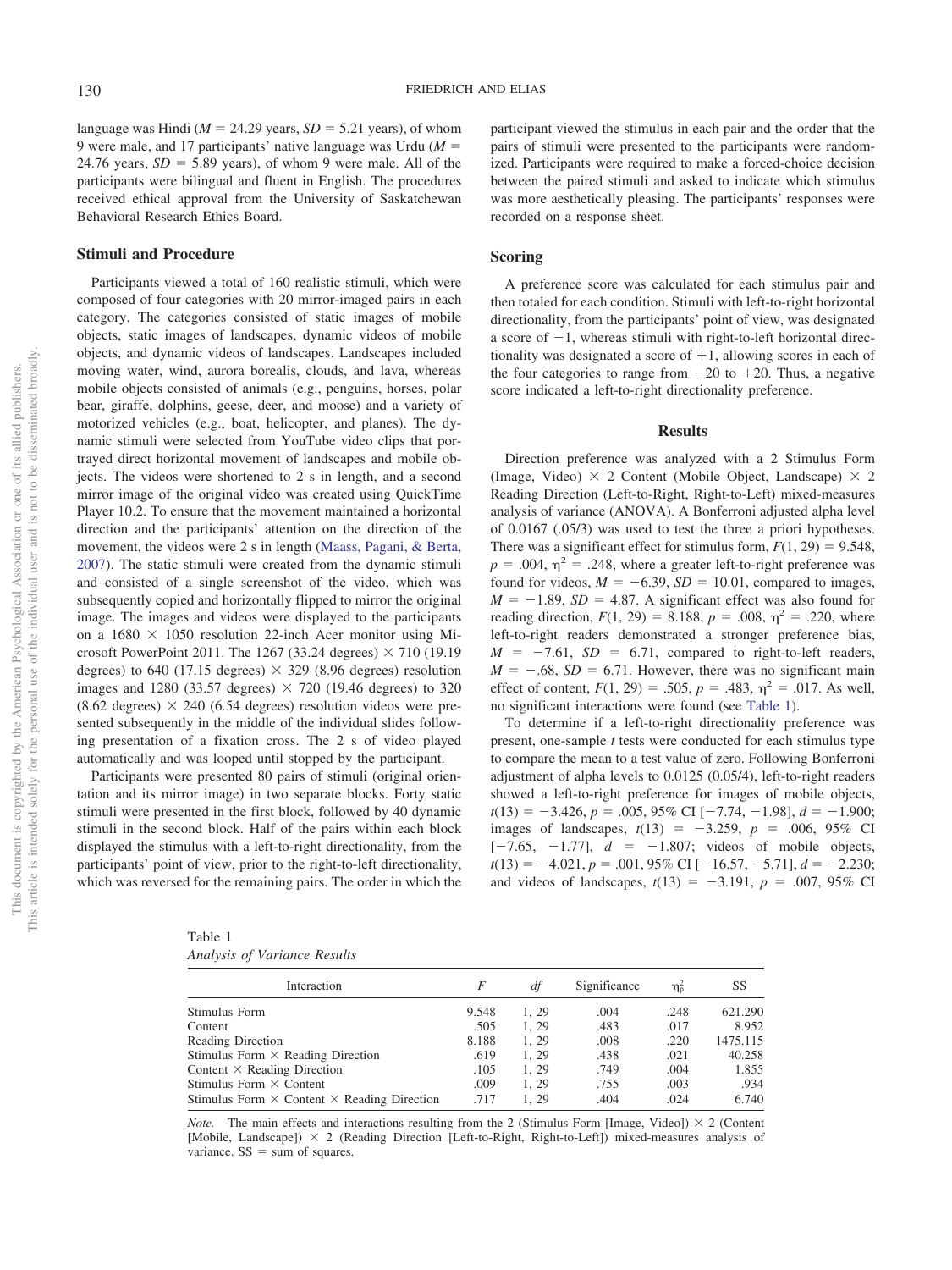language was Hindi ($M = 24.29$ years, $SD = 5.21$ years), of whom 9 were male, and 17 participants' native language was Urdu ($M = 24.76$ years, $SD = 5.89$ years), of whom 9 were male. All of the participants were bilingual and fluent in English. The procedures received ethical approval from the University of Saskatchewan Behavioral Research Ethics Board.

### Stimuli and Procedure

Participants viewed a total of 160 realistic stimuli, which were composed of four categories with 20 mirror-imaged pairs in each category. The categories consisted of static images of mobile objects, static images of landscapes, dynamic videos of mobile objects, and dynamic videos of landscapes. Landscapes included moving water, wind, aurora borealis, clouds, and lava, whereas mobile objects consisted of animals (e.g., penguins, horses, polar bear, giraffe, dolphins, geese, deer, and moose) and a variety of motorized vehicles (e.g., boat, helicopter, and planes). The dynamic stimuli were selected from YouTube video clips that portrayed direct horizontal movement of landscapes and mobile objects. The videos were shortened to 2 s in length, and a second mirror image of the original video was created using QuickTime Player 10.2. To ensure that the movement maintained a horizontal direction and the participants' attention on the direction of the movement, the videos were 2 s in length (Maass, Pagani, & Berta, 2007). The static stimuli were created from the dynamic stimuli and consisted of a single screenshot of the video, which was subsequently copied and horizontally flipped to mirror the original image. The images and videos were displayed to the participants on a 1680 × 1050 resolution 22-inch Acer monitor using Microsoft PowerPoint 2011. The 1267 (33.24 degrees) × 710 (19.19 degrees) to 640 (17.15 degrees) × 329 (8.96 degrees) resolution images and 1280 (33.57 degrees) × 720 (19.46 degrees) to 320 (8.62 degrees) × 240 (6.54 degrees) resolution videos were presented subsequently in the middle of the individual slides following presentation of a fixation cross. The 2 s of video played automatically and was looped until stopped by the participant.

Participants were presented 80 pairs of stimuli (original orientation and its mirror image) in two separate blocks. Forty static stimuli were presented in the first block, followed by 40 dynamic stimuli in the second block. Half of the pairs within each block displayed the stimulus with a left-to-right directionality, from the participants' point of view, prior to the right-to-left directionality, which was reversed for the remaining pairs. The order in which the participant viewed the stimulus in each pair and the order that the pairs of stimuli were presented to the participants were randomized. Participants were required to make a forced-choice decision between the paired stimuli and asked to indicate which stimulus was more aesthetically pleasing. The participants' responses were recorded on a response sheet.

### Scoring

A preference score was calculated for each stimulus pair and then totaled for each condition. Stimuli with left-to-right horizontal directionality, from the participants' point of view, was designated a score of −1, whereas stimuli with right-to-left horizontal directionality was designated a score of +1, allowing scores in each of the four categories to range from −20 to +20. Thus, a negative score indicated a left-to-right directionality preference.

## Results

Direction preference was analyzed with a 2 Stimulus Form (Image, Video) × 2 Content (Mobile Object, Landscape) × 2 Reading Direction (Left-to-Right, Right-to-Left) mixed-measures analysis of variance (ANOVA). A Bonferroni adjusted alpha level of 0.0167 (.05/3) was used to test the three a priori hypotheses. There was a significant effect for stimulus form, $F(1, 29) = 9.548$, $p = .004$, $\eta^2 = .248$, where a greater left-to-right preference was found for videos, $M = -6.39$, $SD = 10.01$, compared to images, $M = -1.89$, $SD = 4.87$. A significant effect was also found for reading direction, $F(1, 29) = 8.188$, $p = .008$, $\eta^2 = .220$, where left-to-right readers demonstrated a stronger preference bias, $M = -7.61$, $SD = 6.71$, compared to right-to-left readers, $M = -.68$, $SD = 6.71$. However, there was no significant main effect of content, $F(1, 29) = .505$, $p = .483$, $\eta^2 = .017$. As well, no significant interactions were found (see Table 1).

To determine if a left-to-right directionality preference was present, one-sample $t$ tests were conducted for each stimulus type to compare the mean to a test value of zero. Following Bonferroni adjustment of alpha levels to 0.0125 (0.05/4), left-to-right readers showed a left-to-right preference for images of mobile objects, $t(13) = -3.426$, $p = .005$, 95% CI [−7.74, −1.98], $d = -1.900$; images of landscapes, $t(13) = -3.259$, $p = .006$, 95% CI [−7.65, −1.77], $d = -1.807$; videos of mobile objects, $t(13) = -4.021$, $p = .001$, 95% CI [−16.57, −5.71], $d = -2.230$; and videos of landscapes, $t(13) = -3.191$, $p = .007$, 95% CI

Table 1
*Analysis of Variance Results*

| Interaction | $F$ | $df$ | Significance | $\eta^2_p$ | SS |
|---|---|---|---|---|---|
| Stimulus Form | 9.548 | 1, 29 | .004 | .248 | 621.290 |
| Content | .505 | 1, 29 | .483 | .017 | 8.952 |
| Reading Direction | 8.188 | 1, 29 | .008 | .220 | 1475.115 |
| Stimulus Form × Reading Direction | .619 | 1, 29 | .438 | .021 | 40.258 |
| Content × Reading Direction | .105 | 1, 29 | .749 | .004 | 1.855 |
| Stimulus Form × Content | .009 | 1, 29 | .755 | .003 | .934 |
| Stimulus Form × Content × Reading Direction | .717 | 1, 29 | .404 | .024 | 6.740 |

*Note.* The main effects and interactions resulting from the 2 (Stimulus Form [Image, Video]) × 2 (Content [Mobile, Landscape]) × 2 (Reading Direction [Left-to-Right, Right-to-Left]) mixed-measures analysis of variance. SS = sum of squares.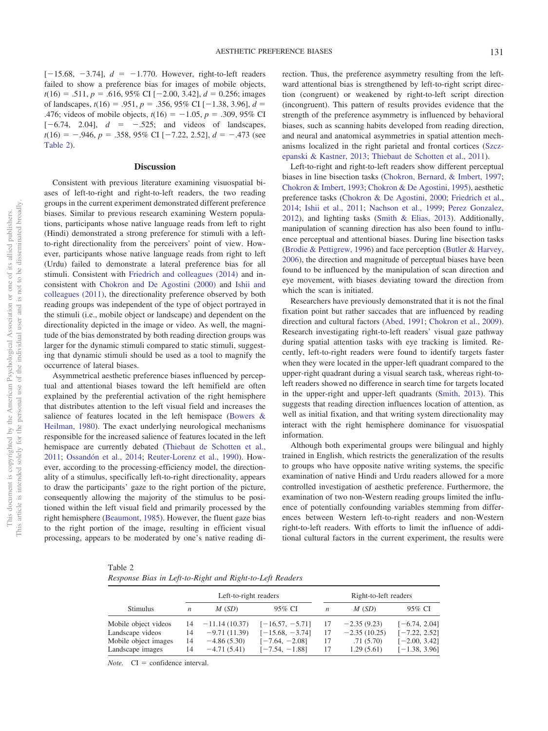[−15.68, −3.74], $d = -1.770$. However, right-to-left readers failed to show a preference bias for images of mobile objects, $t(16) = .511$, $p = .616$, 95% CI [−2.00, 3.42], $d = 0.256$; images of landscapes, $t(16) = .951$, $p = .356$, 95% CI [−1.38, 3.96], $d = .476$; videos of mobile objects, $t(16) = -1.05$, $p = .309$, 95% CI [−6.74, 2.04], $d = -.525$; and videos of landscapes, $t(16) = -.946$, $p = .358$, 95% CI [−7.22, 2.52], $d = -.473$ (see Table 2).

## Discussion

Consistent with previous literature examining visuospatial biases of left-to-right and right-to-left readers, the two reading groups in the current experiment demonstrated different preference biases. Similar to previous research examining Western populations, participants whose native language reads from left to right (Hindi) demonstrated a strong preference for stimuli with a left-to-right directionality from the perceivers' point of view. However, participants whose native language reads from right to left (Urdu) failed to demonstrate a lateral preference bias for all stimuli. Consistent with Friedrich and colleagues (2014) and inconsistent with Chokron and De Agostini (2000) and Ishii and colleagues (2011), the directionality preference observed by both reading groups was independent of the type of object portrayed in the stimuli (i.e., mobile object or landscape) and dependent on the directionality depicted in the image or video. As well, the magnitude of the bias demonstrated by both reading direction groups was larger for the dynamic stimuli compared to static stimuli, suggesting that dynamic stimuli should be used as a tool to magnify the occurrence of lateral biases.

Asymmetrical aesthetic preference biases influenced by perceptual and attentional biases toward the left hemifield are often explained by the preferential activation of the right hemisphere that distributes attention to the left visual field and increases the salience of features located in the left hemispace (Bowers & Heilman, 1980). The exact underlying neurological mechanisms responsible for the increased salience of features located in the left hemispace are currently debated (Thiebaut de Schotten et al., 2011; Ossandón et al., 2014; Reuter-Lorenz et al., 1990). However, according to the processing-efficiency model, the directionality of a stimulus, specifically left-to-right directionality, appears to draw the participants' gaze to the right portion of the picture, consequently allowing the majority of the stimulus to be positioned within the left visual field and primarily processed by the right hemisphere (Beaumont, 1985). However, the fluent gaze bias to the right portion of the image, resulting in efficient visual processing, appears to be moderated by one's native reading direction. Thus, the preference asymmetry resulting from the leftward attentional bias is strengthened by left-to-right script direction (congruent) or weakened by right-to-left script direction (incongruent). This pattern of results provides evidence that the strength of the preference asymmetry is influenced by behavioral biases, such as scanning habits developed from reading direction, and neural and anatomical asymmetries in spatial attention mechanisms localized in the right parietal and frontal cortices (Szczepanski & Kastner, 2013; Thiebaut de Schotten et al., 2011).

Left-to-right and right-to-left readers show different perceptual biases in line bisection tasks (Chokron, Bernard, & Imbert, 1997; Chokron & Imbert, 1993; Chokron & De Agostini, 1995), aesthetic preference tasks (Chokron & De Agostini, 2000; Friedrich et al., 2014; Ishii et al., 2011; Nachson et al., 1999; Perez Gonzalez, 2012), and lighting tasks (Smith & Elias, 2013). Additionally, manipulation of scanning direction has also been found to influence perceptual and attentional biases. During line bisection tasks (Brodie & Pettigrew, 1996) and face perception (Butler & Harvey, 2006), the direction and magnitude of perceptual biases have been found to be influenced by the manipulation of scan direction and eye movement, with biases deviating toward the direction from which the scan is initiated.

Researchers have previously demonstrated that it is not the final fixation point but rather saccades that are influenced by reading direction and cultural factors (Abed, 1991; Chokron et al., 2009). Research investigating right-to-left readers' visual gaze pathway during spatial attention tasks with eye tracking is limited. Recently, left-to-right readers were found to identify targets faster when they were located in the upper-left quadrant compared to the upper-right quadrant during a visual search task, whereas right-to-left readers showed no difference in search time for targets located in the upper-right and upper-left quadrants (Smith, 2013). This suggests that reading direction influences location of attention, as well as initial fixation, and that writing system directionality may interact with the right hemisphere dominance for visuospatial information.

Although both experimental groups were bilingual and highly trained in English, which restricts the generalization of the results to groups who have opposite native writing systems, the specific examination of native Hindi and Urdu readers allowed for a more controlled investigation of aesthetic preference. Furthermore, the examination of two non-Western reading groups limited the influence of potentially confounding variables stemming from differences between Western left-to-right readers and non-Western right-to-left readers. With efforts to limit the influence of additional cultural factors in the current experiment, the results were

Table 2
*Response Bias in Left-to-Right and Right-to-Left Readers*

| Stimulus | Left-to-right readers | | | Right-to-left readers | | |
|---|---|---|---|---|---|---|
| | *n* | *M* (*SD*) | 95% CI | *n* | *M* (*SD*) | 95% CI |
| Mobile object videos | 14 | −11.14 (10.37) | [−16.57, −5.71] | 17 | −2.35 (9.23) | [−6.74, 2.04] |
| Landscape videos | 14 | −9.71 (11.39) | [−15.68, −3.74] | 17 | −2.35 (10.25) | [−7.22, 2.52] |
| Mobile object images | 14 | −4.86 (5.30) | [−7.64, −2.08] | 17 | .71 (5.70) | [−2.00, 3.42] |
| Landscape images | 14 | −4.71 (5.41) | [−7.54, −1.88] | 17 | 1.29 (5.61) | [−1.38, 3.96] |

*Note.* CI = confidence interval.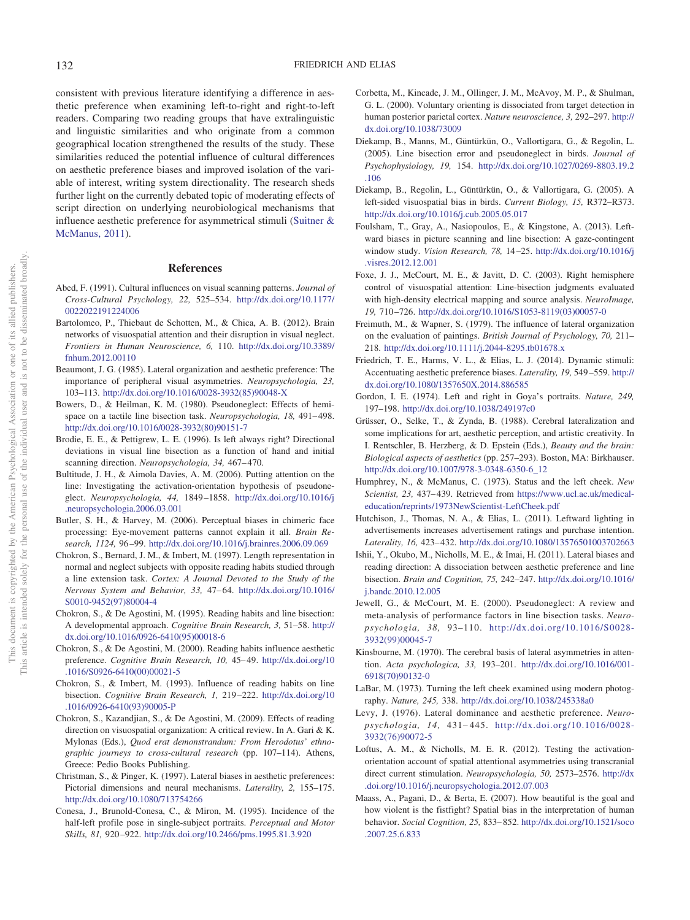consistent with previous literature identifying a difference in aesthetic preference when examining left-to-right and right-to-left readers. Comparing two reading groups that have extralinguistic and linguistic similarities and who originate from a common geographical location strengthened the results of the study. These similarities reduced the potential influence of cultural differences on aesthetic preference biases and improved isolation of the variable of interest, writing system directionality. The research sheds further light on the currently debated topic of moderating effects of script direction on underlying neurobiological mechanisms that influence aesthetic preference for asymmetrical stimuli (Suitner & McManus, 2011).

## References

Abed, F. (1991). Cultural influences on visual scanning patterns. *Journal of Cross-Cultural Psychology, 22,* 525–534. http://dx.doi.org/10.1177/0022022191224006

Bartolomeo, P., Thiebaut de Schotten, M., & Chica, A. B. (2012). Brain networks of visuospatial attention and their disruption in visual neglect. *Frontiers in Human Neuroscience, 6,* 110. http://dx.doi.org/10.3389/fnhum.2012.00110

Beaumont, J. G. (1985). Lateral organization and aesthetic preference: The importance of peripheral visual asymmetries. *Neuropsychologia, 23,* 103–113. http://dx.doi.org/10.1016/0028-3932(85)90048-X

Bowers, D., & Heilman, K. M. (1980). Pseudoneglect: Effects of hemispace on a tactile line bisection task. *Neuropsychologia, 18,* 491–498. http://dx.doi.org/10.1016/0028-3932(80)90151-7

Brodie, E. E., & Pettigrew, L. E. (1996). Is left always right? Directional deviations in visual line bisection as a function of hand and initial scanning direction. *Neuropsychologia, 34,* 467–470.

Bultitude, J. H., & Aimola Davies, A. M. (2006). Putting attention on the line: Investigating the activation-orientation hypothesis of pseudoneglect. *Neuropsychologia, 44,* 1849–1858. http://dx.doi.org/10.1016/j.neuropsychologia.2006.03.001

Butler, S. H., & Harvey, M. (2006). Perceptual biases in chimeric face processing: Eye-movement patterns cannot explain it all. *Brain Research, 1124,* 96–99. http://dx.doi.org/10.1016/j.brainres.2006.09.069

Chokron, S., Bernard, J. M., & Imbert, M. (1997). Length representation in normal and neglect subjects with opposite reading habits studied through a line extension task. *Cortex: A Journal Devoted to the Study of the Nervous System and Behavior, 33,* 47–64. http://dx.doi.org/10.1016/S0010-9452(97)80004-4

Chokron, S., & De Agostini, M. (1995). Reading habits and line bisection: A developmental approach. *Cognitive Brain Research, 3,* 51–58. http://dx.doi.org/10.1016/0926-6410(95)00018-6

Chokron, S., & De Agostini, M. (2000). Reading habits influence aesthetic preference. *Cognitive Brain Research, 10,* 45–49. http://dx.doi.org/10.1016/S0926-6410(00)00021-5

Chokron, S., & Imbert, M. (1993). Influence of reading habits on line bisection. *Cognitive Brain Research, 1,* 219–222. http://dx.doi.org/10.1016/0926-6410(93)90005-P

Chokron, S., Kazandjian, S., & De Agostini, M. (2009). Effects of reading direction on visuospatial organization: A critical review. In A. Gari & K. Mylonas (Eds.), *Quod erat demonstrandum: From Herodotus' ethnographic journeys to cross-cultural research* (pp. 107–114). Athens, Greece: Pedio Books Publishing.

Christman, S., & Pinger, K. (1997). Lateral biases in aesthetic preferences: Pictorial dimensions and neural mechanisms. *Laterality, 2,* 155–175. http://dx.doi.org/10.1080/713754266

Conesa, J., Brunold-Conesa, C., & Miron, M. (1995). Incidence of the half-left profile pose in single-subject portraits. *Perceptual and Motor Skills, 81,* 920–922. http://dx.doi.org/10.2466/pms.1995.81.3.920

Corbetta, M., Kincade, J. M., Ollinger, J. M., McAvoy, M. P., & Shulman, G. L. (2000). Voluntary orienting is dissociated from target detection in human posterior parietal cortex. *Nature neuroscience, 3,* 292–297. http://dx.doi.org/10.1038/73009

Diekamp, B., Manns, M., Güntürkün, O., Vallortigara, G., & Regolin, L. (2005). Line bisection error and pseudoneglect in birds. *Journal of Psychophysiology, 19,* 154. http://dx.doi.org/10.1027/0269-8803.19.2.106

Diekamp, B., Regolin, L., Güntürkün, O., & Vallortigara, G. (2005). A left-sided visuospatial bias in birds. *Current Biology, 15,* R372–R373. http://dx.doi.org/10.1016/j.cub.2005.05.017

Foulsham, T., Gray, A., Nasiopoulos, E., & Kingstone, A. (2013). Leftward biases in picture scanning and line bisection: A gaze-contingent window study. *Vision Research, 78,* 14–25. http://dx.doi.org/10.1016/j.visres.2012.12.001

Foxe, J. J., McCourt, M. E., & Javitt, D. C. (2003). Right hemisphere control of visuospatial attention: Line-bisection judgments evaluated with high-density electrical mapping and source analysis. *NeuroImage, 19,* 710–726. http://dx.doi.org/10.1016/S1053-8119(03)00057-0

Freimuth, M., & Wapner, S. (1979). The influence of lateral organization on the evaluation of paintings. *British Journal of Psychology, 70,* 211–218. http://dx.doi.org/10.1111/j.2044-8295.tb01678.x

Friedrich, T. E., Harms, V. L., & Elias, L. J. (2014). Dynamic stimuli: Accentuating aesthetic preference biases. *Laterality, 19,* 549–559. http://dx.doi.org/10.1080/1357650X.2014.886585

Gordon, I. E. (1974). Left and right in Goya's portraits. *Nature, 249,* 197–198. http://dx.doi.org/10.1038/249197c0

Grüsser, O., Selke, T., & Zynda, B. (1988). Cerebral lateralization and some implications for art, aesthetic perception, and artistic creativity. In I. Rentschler, B. Herzberg, & D. Epstein (Eds.), *Beauty and the brain: Biological aspects of aesthetics* (pp. 257–293). Boston, MA: Birkhauser. http://dx.doi.org/10.1007/978-3-0348-6350-6_12

Humphrey, N., & McManus, C. (1973). Status and the left cheek. *New Scientist, 23,* 437–439. Retrieved from https://www.ucl.ac.uk/medical-education/reprints/1973NewScientist-LeftCheek.pdf

Hutchison, J., Thomas, N. A., & Elias, L. (2011). Leftward lighting in advertisements increases advertisement ratings and purchase intention. *Laterality, 16,* 423–432. http://dx.doi.org/10.1080/13576501003702663

Ishii, Y., Okubo, M., Nicholls, M. E., & Imai, H. (2011). Lateral biases and reading direction: A dissociation between aesthetic preference and line bisection. *Brain and Cognition, 75,* 242–247. http://dx.doi.org/10.1016/j.bandc.2010.12.005

Jewell, G., & McCourt, M. E. (2000). Pseudoneglect: A review and meta-analysis of performance factors in line bisection tasks. *Neuropsychologia, 38,* 93–110. http://dx.doi.org/10.1016/S0028-3932(99)00045-7

Kinsbourne, M. (1970). The cerebral basis of lateral asymmetries in attention. *Acta psychologica, 33,* 193–201. http://dx.doi.org/10.1016/001-6918(70)90132-0

LaBar, M. (1973). Turning the left cheek examined using modern photography. *Nature, 245,* 338. http://dx.doi.org/10.1038/245338a0

Levy, J. (1976). Lateral dominance and aesthetic preference. *Neuropsychologia, 14,* 431–445. http://dx.doi.org/10.1016/0028-3932(76)90072-5

Loftus, A. M., & Nicholls, M. E. R. (2012). Testing the activation-orientation account of spatial attentional asymmetries using transcranial direct current stimulation. *Neuropsychologia, 50,* 2573–2576. http://dx.doi.org/10.1016/j.neuropsychologia.2012.07.003

Maass, A., Pagani, D., & Berta, E. (2007). How beautiful is the goal and how violent is the fistfight? Spatial bias in the interpretation of human behavior. *Social Cognition, 25,* 833–852. http://dx.doi.org/10.1521/soco.2007.25.6.833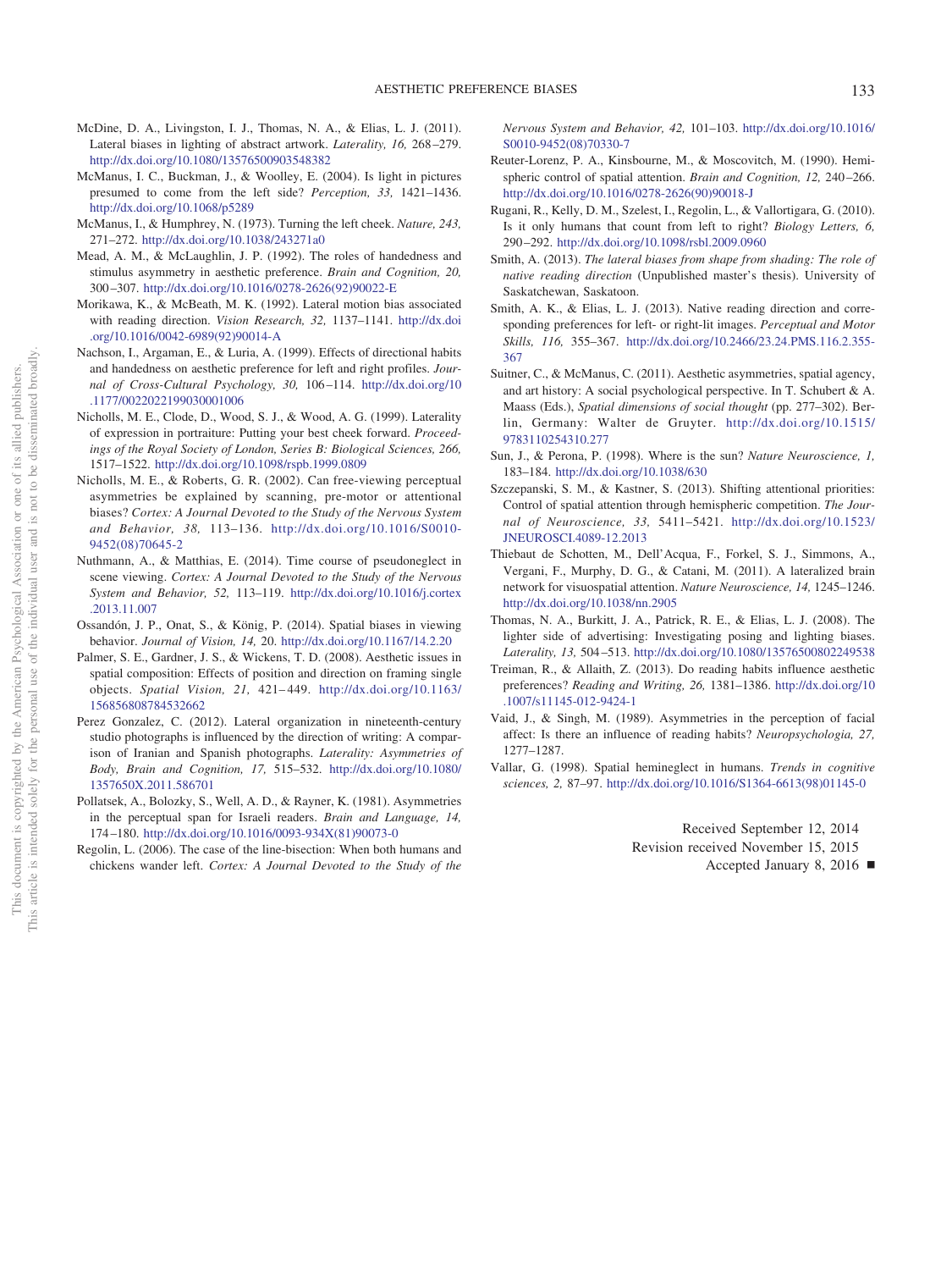McDine, D. A., Livingston, I. J., Thomas, N. A., & Elias, L. J. (2011). Lateral biases in lighting of abstract artwork. *Laterality, 16,* 268–279. http://dx.doi.org/10.1080/13576500903548382

McManus, I. C., Buckman, J., & Woolley, E. (2004). Is light in pictures presumed to come from the left side? *Perception, 33,* 1421–1436. http://dx.doi.org/10.1068/p5289

McManus, I., & Humphrey, N. (1973). Turning the left cheek. *Nature, 243,* 271–272. http://dx.doi.org/10.1038/243271a0

Mead, A. M., & McLaughlin, J. P. (1992). The roles of handedness and stimulus asymmetry in aesthetic preference. *Brain and Cognition, 20,* 300–307. http://dx.doi.org/10.1016/0278-2626(92)90022-E

Morikawa, K., & McBeath, M. K. (1992). Lateral motion bias associated with reading direction. *Vision Research, 32,* 1137–1141. http://dx.doi.org/10.1016/0042-6989(92)90014-A

Nachson, I., Argaman, E., & Luria, A. (1999). Effects of directional habits and handedness on aesthetic preference for left and right profiles. *Journal of Cross-Cultural Psychology, 30,* 106–114. http://dx.doi.org/10.1177/0022022199030001006

Nicholls, M. E., Clode, D., Wood, S. J., & Wood, A. G. (1999). Laterality of expression in portraiture: Putting your best cheek forward. *Proceedings of the Royal Society of London, Series B: Biological Sciences, 266,* 1517–1522. http://dx.doi.org/10.1098/rspb.1999.0809

Nicholls, M. E., & Roberts, G. R. (2002). Can free-viewing perceptual asymmetries be explained by scanning, pre-motor or attentional biases? *Cortex: A Journal Devoted to the Study of the Nervous System and Behavior, 38,* 113–136. http://dx.doi.org/10.1016/S0010-9452(08)70645-2

Nuthmann, A., & Matthias, E. (2014). Time course of pseudoneglect in scene viewing. *Cortex: A Journal Devoted to the Study of the Nervous System and Behavior, 52,* 113–119. http://dx.doi.org/10.1016/j.cortex.2013.11.007

Ossandón, J. P., Onat, S., & König, P. (2014). Spatial biases in viewing behavior. *Journal of Vision, 14,* 20. http://dx.doi.org/10.1167/14.2.20

Palmer, S. E., Gardner, J. S., & Wickens, T. D. (2008). Aesthetic issues in spatial composition: Effects of position and direction on framing single objects. *Spatial Vision, 21,* 421–449. http://dx.doi.org/10.1163/156856808784532662

Perez Gonzalez, C. (2012). Lateral organization in nineteenth-century studio photographs is influenced by the direction of writing: A comparison of Iranian and Spanish photographs. *Laterality: Asymmetries of Body, Brain and Cognition, 17,* 515–532. http://dx.doi.org/10.1080/1357650X.2011.586701

Pollatsek, A., Bolozky, S., Well, A. D., & Rayner, K. (1981). Asymmetries in the perceptual span for Israeli readers. *Brain and Language, 14,* 174–180. http://dx.doi.org/10.1016/0093-934X(81)90073-0

Regolin, L. (2006). The case of the line-bisection: When both humans and chickens wander left. *Cortex: A Journal Devoted to the Study of the Nervous System and Behavior, 42,* 101–103. http://dx.doi.org/10.1016/S0010-9452(08)70330-7

Reuter-Lorenz, P. A., Kinsbourne, M., & Moscovitch, M. (1990). Hemispheric control of spatial attention. *Brain and Cognition, 12,* 240–266. http://dx.doi.org/10.1016/0278-2626(90)90018-J

Rugani, R., Kelly, D. M., Szelest, I., Regolin, L., & Vallortigara, G. (2010). Is it only humans that count from left to right? *Biology Letters, 6,* 290–292. http://dx.doi.org/10.1098/rsbl.2009.0960

Smith, A. (2013). *The lateral biases from shape from shading: The role of native reading direction* (Unpublished master's thesis). University of Saskatchewan, Saskatoon.

Smith, A. K., & Elias, L. J. (2013). Native reading direction and corresponding preferences for left- or right-lit images. *Perceptual and Motor Skills, 116,* 355–367. http://dx.doi.org/10.2466/23.24.PMS.116.2.355-367

Suitner, C., & McManus, C. (2011). Aesthetic asymmetries, spatial agency, and art history: A social psychological perspective. In T. Schubert & A. Maass (Eds.), *Spatial dimensions of social thought* (pp. 277–302). Berlin, Germany: Walter de Gruyter. http://dx.doi.org/10.1515/9783110254310.277

Sun, J., & Perona, P. (1998). Where is the sun? *Nature Neuroscience, 1,* 183–184. http://dx.doi.org/10.1038/630

Szczepanski, S. M., & Kastner, S. (2013). Shifting attentional priorities: Control of spatial attention through hemispheric competition. *The Journal of Neuroscience, 33,* 5411–5421. http://dx.doi.org/10.1523/JNEUROSCI.4089-12.2013

Thiebaut de Schotten, M., Dell'Acqua, F., Forkel, S. J., Simmons, A., Vergani, F., Murphy, D. G., & Catani, M. (2011). A lateralized brain network for visuospatial attention. *Nature Neuroscience, 14,* 1245–1246. http://dx.doi.org/10.1038/nn.2905

Thomas, N. A., Burkitt, J. A., Patrick, R. E., & Elias, L. J. (2008). The lighter side of advertising: Investigating posing and lighting biases. *Laterality, 13,* 504–513. http://dx.doi.org/10.1080/13576500802249538

Treiman, R., & Allaith, Z. (2013). Do reading habits influence aesthetic preferences? *Reading and Writing, 26,* 1381–1386. http://dx.doi.org/10.1007/s11145-012-9424-1

Vaid, J., & Singh, M. (1989). Asymmetries in the perception of facial affect: Is there an influence of reading habits? *Neuropsychologia, 27,* 1277–1287.

Vallar, G. (1998). Spatial hemineglect in humans. *Trends in cognitive sciences, 2,* 87–97. http://dx.doi.org/10.1016/S1364-6613(98)01145-0

Received September 12, 2014
Revision received November 15, 2015
Accepted January 8, 2016 ■